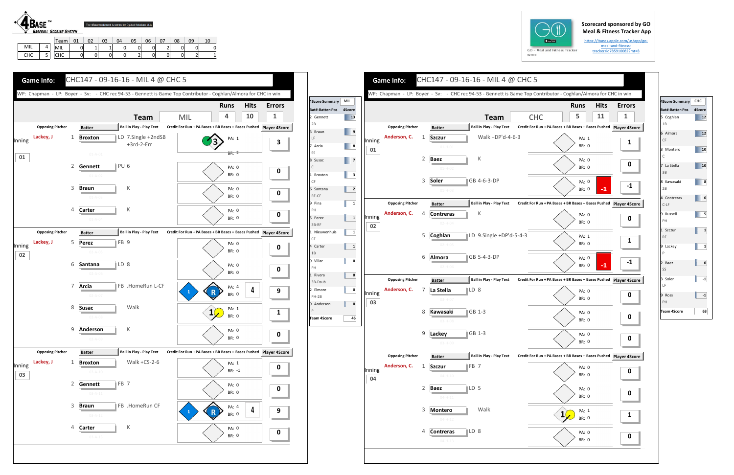4BASE™ Baseball Scoring System

The 4Base trademark is owned by Cycled Solutions LLC

| | | Team | 01 | 02 | 03 | 04 | 05 | 06 | 07 | 08 | 09 | 10 |
|---|---|---|---|---|---|---|---|---|---|---|---|---|
| MIL | 4 | MIL | 0 | 1 | 1 | 0 | 0 | 0 | 2 | 0 | 0 | 0 |
| CHC | 5 | CHC | 0 | 0 | 0 | 0 | 2 | 0 | 0 | 0 | 2 | 1 |

Scorecard sponsored by GO Meal & Fitness Tracker App

https://itunes.apple.com/us/app/go-meal-and-fitness-tracker/id785910082?mt=8

## Game Info: CHC147 - 09-16-16 - MIL 4 @ CHC 5

WP: Chapman - LP: Boyer - Sv: - CHC rec 94-53 - Gennett is Game Top Contributor - Coghlan/Almora for CHC in win

| Team | Runs | Hits | Errors |
|---|---|---|---|
| MIL | 4 | 10 | 1 |

| Inning | Opposing Pitcher | # | Batter | Ball in Play - Play Text | Credit For Run + PA Bases + BR Bases + Bases Pushed | Player 4Score |
|---|---|---|---|---|---|---|
| 01 | Lackey, J | 1 | Broxton | LD 7.Single +2ndSB +3rd-2-Err | 3; PA: 1; BR: 2 | 3 |
| | | 2 | Gennett | PU 6 | PA: 0; BR: 0 | 0 |
| | | 3 | Braun | K | PA: 0; BR: 0 | 0 |
| | | 4 | Carter | K | PA: 0; BR: 0 | 0 |
| 02 | Lackey, J | 5 | Perez | FB 9 | PA: 0; BR: 0 | 0 |
| | | 6 | Santana | LD 8 | PA: 0; BR: 0 | 0 |
| | | 7 | Arcia | FB .HomeRun L-CF | 1; R; 4; PA: 4; BR: 0 | 9 |
| | | 8 | Susac | Walk | 1; PA: 1; BR: 0 | 1 |
| | | 9 | Anderson | K | PA: 0; BR: 0 | 0 |
| 03 | Lackey, J | 1 | Broxton | Walk +CS-2-6 | PA: 1; BR: -1 | 0 |
| | | 2 | Gennett | FB 7 | PA: 0; BR: 0 | 0 |
| | | 3 | Braun | FB .HomeRun CF | 1; R; 4; PA: 4; BR: 0 | 9 |
| | | 4 | Carter | K | PA: 0; BR: 0 | 0 |

| 4Score Summary | MIL |
|---|---|
| Bat#-Batter-Pos | 4Score |
| 2 Gennett 2B | 13 |
| 3 Braun LF | 9 |
| 7 Arcia SS | 8 |
| 8 Susac C | 7 |
| 1 Broxton CF | 3 |
| 6 Santana RF-CF | 2 |
| 9 Pina PH | 1 |
| 5 Perez 3B-RF | 1 |
| 1 Nieuwenhuis CF | 1 |
| 4 Carter 1B | 1 |
| 9 Villar PH | 0 |
| 1 Rivera 3B-Dsub | 0 |
| 2 Elmore PH-2B | 0 |
| 9 Anderson P | 0 |
| Team 4Score | 46 |

## Game Info: CHC147 - 09-16-16 - MIL 4 @ CHC 5

WP: Chapman - LP: Boyer - Sv: - CHC rec 94-53 - Gennett is Game Top Contributor - Coghlan/Almora for CHC in win

| Team | Runs | Hits | Errors |
|---|---|---|---|
| CHC | 5 | 11 | 1 |

| Inning | Opposing Pitcher | # | Batter | Ball in Play - Play Text | Credit For Run + PA Bases + BR Bases + Bases Pushed | Player 4Score |
|---|---|---|---|---|---|---|
| 01 | Anderson, C. | 1 | Szczur | Walk +DP'd-4-6-3 | PA: 1; BR: 0 | 1 |
| | | 2 | Baez | K | PA: 0; BR: 0 | 0 |
| | | 3 | Soler | GB 4-6-3-DP | PA: 0; BR: 0; -1 | -1 |
| 02 | Anderson, C. | 4 | Contreras | K | PA: 0; BR: 0 | 0 |
| | | 5 | Coghlan | LD 9.Single +DP'd-5-4-3 | PA: 1; BR: 0 | 1 |
| | | 6 | Almora | GB 5-4-3-DP | PA: 0; BR: 0; -1 | -1 |
| 03 | Anderson, C. | 7 | La Stella | LD 8 | PA: 0; BR: 0 | 0 |
| | | 8 | Kawasaki | GB 1-3 | PA: 0; BR: 0 | 0 |
| | | 9 | Lackey | GB 1-3 | PA: 0; BR: 0 | 0 |
| 04 | Anderson, C. | 1 | Szczur | FB 7 | PA: 0; BR: 0 | 0 |
| | | 2 | Baez | LD 5 | PA: 0; BR: 0 | 0 |
| | | 3 | Montero | Walk | 1; PA: 1; BR: 0 | 1 |
| | | 4 | Contreras | LD 8 | PA: 0; BR: 0 | 0 |

| 4Score Summary | CHC |
|---|---|
| Bat#-Batter-Pos | 4Score |
| 5 Coghlan 1B | 12 |
| 6 Almora CF | 12 |
| 3 Montero C | 10 |
| 7 La Stella 3B | 10 |
| 8 Kawasaki 2B | 8 |
| 4 Contreras C-LF | 6 |
| 9 Russell PH | 5 |
| 1 Szczur RF | 1 |
| 9 Lackey P | 1 |
| 2 Baez SS | 0 |
| 3 Soler LF | -1 |
| 9 Ross PH | -1 |
| Team 4Score | 63 |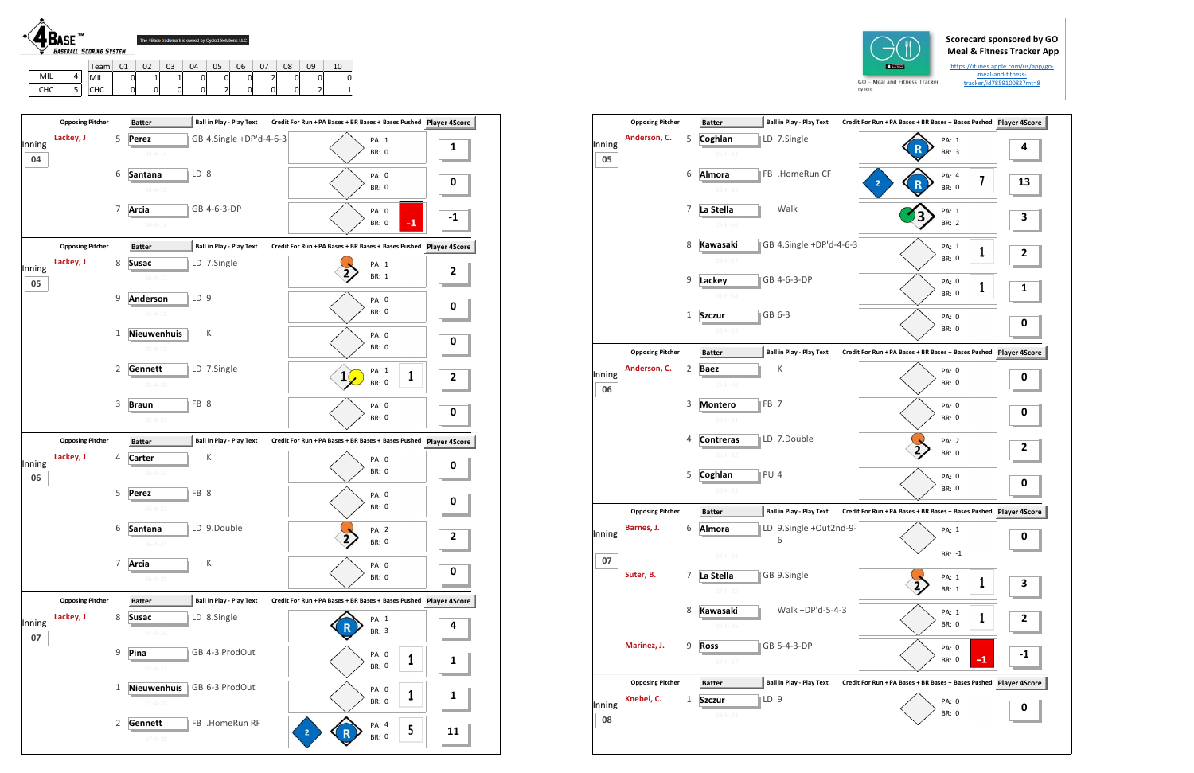**4BASE™ BASEBALL SCORING SYSTEM**

The 4Base trademark is owned by Cycled Solutions LLC

| | | Team | 01 | 02 | 03 | 04 | 05 | 06 | 07 | 08 | 09 | 10 |
|---|---|---|---|---|---|---|---|---|---|---|---|---|
| MIL | 4 | MIL | 0 | 1 | 1 | 0 | 0 | 0 | 2 | 0 | 0 | 0 |
| CHC | 5 | CHC | 0 | 0 | 0 | 0 | 2 | 0 | 0 | 0 | 2 | 1 |

**Scorecard sponsored by GO Meal & Fitness Tracker App**

https://itunes.apple.com/us/app/go-meal-and-fitness-tracker/id785910082?mt=8

GO - Meal and Fitness Tracker

## Inning 04

| Opposing Pitcher | # | Batter | Ball in Play - Play Text | PA | BR | Bases Pushed | Player 4Score |
|---|---|---|---|---|---|---|---|
| Lackey, J | 5 | Perez | GB 4.Single +DP'd-4-6-3 | 1 | 0 | | 1 |
| | 6 | Santana | LD 8 | 0 | 0 | | 0 |
| | 7 | Arcia | GB 4-6-3-DP | 0 | 0 | -1 | -1 |

## Inning 05

| Opposing Pitcher | # | Batter | Ball in Play - Play Text | PA | BR | Bases Pushed | Player 4Score |
|---|---|---|---|---|---|---|---|
| Lackey, J | 8 | Susac | LD 7.Single | 1 | 1 | | 2 |
| | 9 | Anderson | LD 9 | 0 | 0 | | 0 |
| | 1 | Nieuwenhuis | K | 0 | 0 | | 0 |
| | 2 | Gennett | LD 7.Single | 1 | 0 | 1 | 2 |
| | 3 | Braun | FB 8 | 0 | 0 | | 0 |

## Inning 06

| Opposing Pitcher | # | Batter | Ball in Play - Play Text | PA | BR | Bases Pushed | Player 4Score |
|---|---|---|---|---|---|---|---|
| Lackey, J | 4 | Carter | K | 0 | 0 | | 0 |
| | 5 | Perez | FB 8 | 0 | 0 | | 0 |
| | 6 | Santana | LD 9.Double | 2 | 0 | | 2 |
| | 7 | Arcia | K | 0 | 0 | | 0 |

## Inning 07

| Opposing Pitcher | # | Batter | Ball in Play - Play Text | PA | BR | Bases Pushed | Player 4Score |
|---|---|---|---|---|---|---|---|
| Lackey, J | 8 | Susac | LD 8.Single | 1 | 3 | | 4 |
| | 9 | Pina | GB 4-3 ProdOut | 0 | 0 | 1 | 1 |
| | 1 | Nieuwenhuis | GB 6-3 ProdOut | 0 | 0 | 1 | 1 |
| | 2 | Gennett | FB .HomeRun RF | 4 | 0 | 5 | 11 |

## Inning 05

| Opposing Pitcher | # | Batter | Ball in Play - Play Text | PA | BR | Bases Pushed | Player 4Score |
|---|---|---|---|---|---|---|---|
| Anderson, C. | 5 | Coghlan | LD 7.Single | 1 | 3 | | 4 |
| | 6 | Almora | FB .HomeRun CF | 4 | 0 | 7 | 13 |
| | 7 | La Stella | Walk | 1 | 2 | | 3 |
| | 8 | Kawasaki | GB 4.Single +DP'd-4-6-3 | 1 | 0 | 1 | 2 |
| | 9 | Lackey | GB 4-6-3-DP | 0 | 0 | 1 | 1 |
| | 1 | Szczur | GB 6-3 | 0 | 0 | | 0 |

## Inning 06

| Opposing Pitcher | # | Batter | Ball in Play - Play Text | PA | BR | Bases Pushed | Player 4Score |
|---|---|---|---|---|---|---|---|
| Anderson, C. | 2 | Baez | K | 0 | 0 | | 0 |
| | 3 | Montero | FB 7 | 0 | 0 | | 0 |
| | 4 | Contreras | LD 7.Double | 2 | 0 | | 2 |
| | 5 | Coghlan | PU 4 | 0 | 0 | | 0 |

## Inning 07

| Opposing Pitcher | # | Batter | Ball in Play - Play Text | PA | BR | Bases Pushed | Player 4Score |
|---|---|---|---|---|---|---|---|
| Barnes, J. | 6 | Almora | LD 9.Single +Out2nd-9-6 | 1 | -1 | | 0 |
| Suter, B. | 7 | La Stella | GB 9.Single | 1 | 1 | 1 | 3 |
| | 8 | Kawasaki | Walk +DP'd-5-4-3 | 1 | 0 | 1 | 2 |
| Marinez, J. | 9 | Ross | GB 5-4-3-DP | 0 | 0 | -1 | -1 |

## Inning 08

| Opposing Pitcher | # | Batter | Ball in Play - Play Text | PA | BR | Bases Pushed | Player 4Score |
|---|---|---|---|---|---|---|---|
| Knebel, C. | 1 | Szczur | LD 9 | 0 | 0 | | 0 |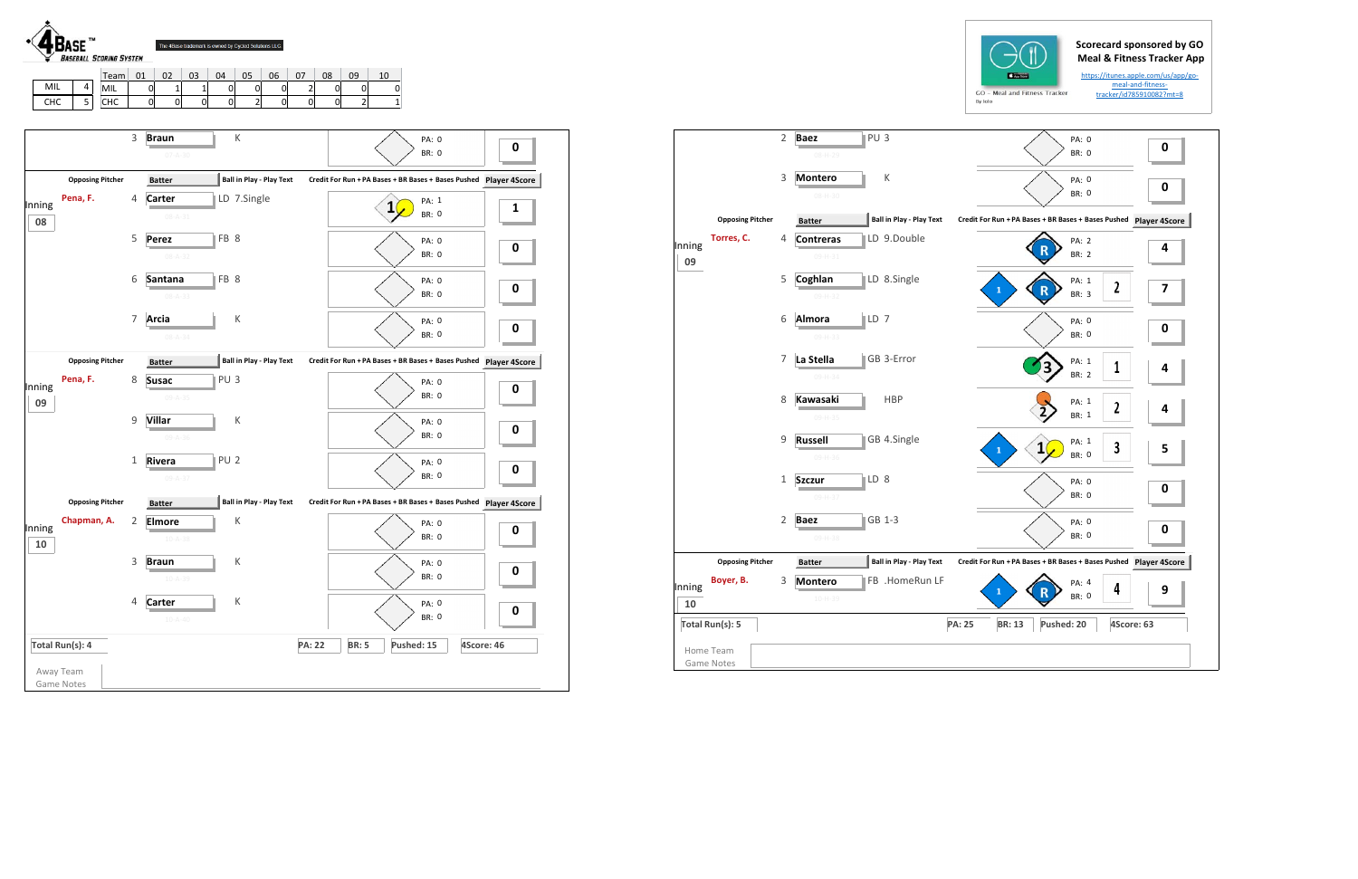**4BASE™ BASEBALL SCORING SYSTEM**

The 4Base trademark is owned by Cycled Solutions LLC

| | | Team | 01 | 02 | 03 | 04 | 05 | 06 | 07 | 08 | 09 | 10 |
|---|---|---|---|---|---|---|---|---|---|---|---|---|
| MIL | 4 | MIL | 0 | 1 | 1 | 0 | 0 | 0 | 2 | 0 | 0 | 0 |
| CHC | 5 | CHC | 0 | 0 | 0 | 0 | 2 | 0 | 0 | 0 | 2 | 1 |

Scorecard sponsored by GO Meal & Fitness Tracker App

https://itunes.apple.com/us/app/go-meal-and-fitness-tracker/id785910082?mt=8

GO - Meal and Fitness Tracker By Iolo

## Away Team

| Inning | Opposing Pitcher | # | Batter | Ball in Play - Play Text | PA | BR | Bases Pushed | Player 4Score |
|---|---|---|---|---|---|---|---|---|
| | | 3 | Braun | K | 0 | 0 | | 0 |
| 08 | Pena, F. | 4 | Carter | LD 7.Single | 1 | 0 | | 1 |
| | | 5 | Perez | FB 8 | 0 | 0 | | 0 |
| | | 6 | Santana | FB 8 | 0 | 0 | | 0 |
| | | 7 | Arcia | K | 0 | 0 | | 0 |
| 09 | Pena, F. | 8 | Susac | PU 3 | 0 | 0 | | 0 |
| | | 9 | Villar | K | 0 | 0 | | 0 |
| | | 1 | Rivera | PU 2 | 0 | 0 | | 0 |
| 10 | Chapman, A. | 2 | Elmore | K | 0 | 0 | | 0 |
| | | 3 | Braun | K | 0 | 0 | | 0 |
| | | 4 | Carter | K | 0 | 0 | | 0 |

Total Run(s): 4 | PA: 22 | BR: 5 | Pushed: 15 | 4Score: 46

Away Team Game Notes

## Home Team

| Inning | Opposing Pitcher | # | Batter | Ball in Play - Play Text | PA | BR | Bases Pushed | Player 4Score |
|---|---|---|---|---|---|---|---|---|
| | | 2 | Baez | PU 3 | 0 | 0 | | 0 |
| | | 3 | Montero | K | 0 | 0 | | 0 |
| 09 | Torres, C. | 4 | Contreras | LD 9.Double | 2 | 2 | | 4 |
| | | 5 | Coghlan | LD 8.Single | 1 | 3 | 2 | 7 |
| | | 6 | Almora | LD 7 | 0 | 0 | | 0 |
| | | 7 | La Stella | GB 3-Error | 1 | 2 | 1 | 4 |
| | | 8 | Kawasaki | HBP | 1 | 1 | 2 | 4 |
| | | 9 | Russell | GB 4.Single | 1 | 0 | 3 | 5 |
| | | 1 | Szczur | LD 8 | 0 | 0 | | 0 |
| | | 2 | Baez | GB 1-3 | 0 | 0 | | 0 |
| 10 | Boyer, B. | 3 | Montero | FB .HomeRun LF | 4 | 0 | 4 | 9 |

Total Run(s): 5 | PA: 25 | BR: 13 | Pushed: 20 | 4Score: 63

Home Team Game Notes